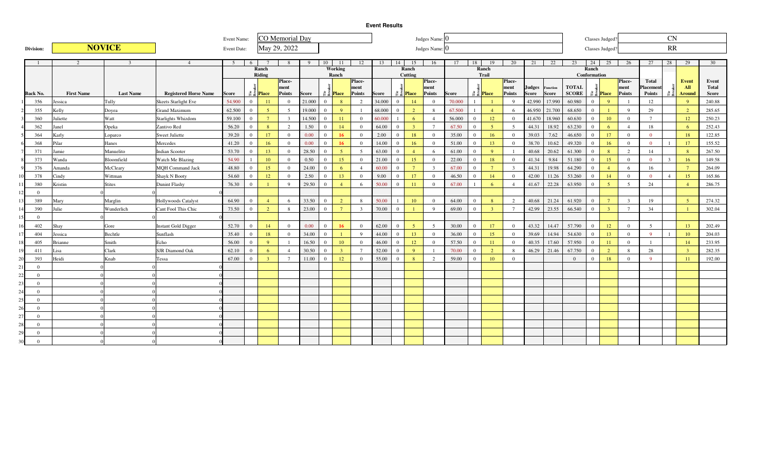**Event Results**

| Division: | NOVICE | Event Name: | CO Memorial Day | Judges Name: | 0 | Classes Judged? | CN |
|---|---|---|---|---|---|---|---|
| | | Event Date: | May 29, 2022 | Judges Name: | 0 | Classes Judged? | RR |

| | 1 | 2 | 3 | 4 | 5 | 6 | 7 | 8 | 9 | 10 | 11 | 12 | 13 | 14 | 15 | 16 | 17 | 18 | 19 | 20 | 21 | 22 | 23 | 24 | 25 | 26 | 27 | 28 | 29 | 30 |
|---|---|---|---|---|---|---|---|---|---|---|---|---|---|---|---|---|---|---|---|---|---|---|---|---|---|---|---|---|---|---|
| | | | | | Ranch Riding | | | | Working Ranch | | | | Ranch Cutting | | | | Ranch Trail | | | | Ranch Conformation | | | | | | | | | |
| | Back No. | First Name | Last Name | Registered Horse Name | Score | Tie Breaker | Place | Placement Points | Score | Tie Breaker | Place | Placement Points | Score | Tie Breaker | Place | Placement Points | Score | Tie Breaker | Place | Placement Points | Judges Score | Function Score | TOTAL SCORE | Tie Breaker | Place | Placement Points | Total Placement Points | Tie Breaker | Event All Around | Event Total Score |
| 1 | 356 | Jessica | Tully | Skeets Starlight Eve | 54.900 | 0 | 11 | 0 | 21.000 | 0 | 8 | 2 | 34.000 | 0 | 14 | 0 | 70.000 | 1 | 1 | 9 | 42.990 | 17.990 | 60.980 | 0 | 9 | 1 | 12 | | 9 | 240.88 |
| 2 | 355 | Kelly | Doyea | Grand Maximum | 62.500 | 0 | 5 | 5 | 19.000 | 0 | 9 | 1 | 68.000 | 0 | 2 | 8 | 67.500 | 1 | 4 | 6 | 46.950 | 21.700 | 68.650 | 0 | 1 | 9 | 29 | | 2 | 285.65 |
| 3 | 360 | Juliette | Watt | Starlights Whizdom | 59.100 | 0 | 7 | 3 | 14.500 | 0 | 11 | 0 | 60.000 | 1 | 6 | 4 | 56.000 | 0 | 12 | 0 | 41.670 | 18.960 | 60.630 | 0 | 10 | 0 | 7 | | 12 | 250.23 |
| 4 | 362 | Janel | Opeka | Zantivo Red | 56.20 | 0 | 8 | 2 | 1.50 | 0 | 14 | 0 | 64.00 | 0 | 3 | 7 | 67.50 | 0 | 5 | 5 | 44.31 | 18.92 | 63.230 | 0 | 6 | 4 | 18 | | 6 | 252.43 |
| 5 | 364 | Karly | Loparco | Sweet Juliette | 39.20 | 0 | 17 | 0 | 0.00 | 0 | 16 | 0 | 2.00 | 0 | 18 | 0 | 35.00 | 0 | 16 | 0 | 39.03 | 7.62 | 46.650 | 0 | 17 | 0 | 0 | | 18 | 122.85 |
| 6 | 368 | Pilar | Hanes | Mercedes | 41.20 | 0 | 16 | 0 | 0.00 | 0 | 16 | 0 | 14.00 | 0 | 16 | 0 | 51.00 | 0 | 13 | 0 | 38.70 | 10.62 | 49.320 | 0 | 16 | 0 | 0 | 1 | 17 | 155.52 |
| 7 | 371 | Jamie | Manuelito | Indian Scooter | 53.70 | 0 | 13 | 0 | 28.50 | 0 | 5 | 5 | 63.00 | 0 | 4 | 6 | 61.00 | 0 | 9 | 1 | 40.68 | 20.62 | 61.300 | 0 | 8 | 2 | 14 | | 8 | 267.50 |
| 8 | 373 | Wanda | Bloomfield | Watch Me Blazing | 54.90 | 1 | 10 | 0 | 0.50 | 0 | 15 | 0 | 21.00 | 0 | 15 | 0 | 22.00 | 0 | 18 | 0 | 41.34 | 9.84 | 51.180 | 0 | 15 | 0 | 0 | 3 | 16 | 149.58 |
| 9 | 376 | Amanda | McCleary | MQH Command Jack | 48.80 | 0 | 15 | 0 | 24.00 | 0 | 6 | 4 | 60.00 | 0 | 7 | 3 | 67.00 | 0 | 7 | 3 | 44.31 | 19.98 | 64.290 | 0 | 4 | 6 | 16 | | 7 | 264.09 |
| 10 | 378 | Cindy | Wittman | Shayk N Booty | 54.60 | 0 | 12 | 0 | 2.50 | 0 | 13 | 0 | 9.00 | 0 | 17 | 0 | 46.50 | 0 | 14 | 0 | 42.00 | 11.26 | 53.260 | 0 | 14 | 0 | 0 | 4 | 15 | 165.86 |
| 11 | 380 | Kristin | Stites | Dunint Flashy | 76.30 | 0 | 1 | 9 | 29.50 | 0 | 4 | 6 | 50.00 | 0 | 11 | 0 | 67.00 | 1 | 6 | 4 | 41.67 | 22.28 | 63.950 | 0 | 5 | 5 | 24 | | 4 | 286.75 |
| 12 | 0 | | 0 | 0 | | | | | | | | | | | | | | | | | | | | | | | | | | |
| 13 | 389 | Mary | Marglin | Hollywoods Catalyst | 64.90 | 0 | 4 | 6 | 33.50 | 0 | 2 | 8 | 50.00 | 1 | 10 | 0 | 64.00 | 0 | 8 | 2 | 40.68 | 21.24 | 61.920 | 0 | 7 | 3 | 19 | | 5 | 274.32 |
| 14 | 390 | Julie | Wunderlich | Cant Fool This Chic | 73.50 | 0 | 2 | 8 | 23.00 | 0 | 7 | 3 | 70.00 | 0 | 1 | 9 | 69.00 | 0 | 3 | 7 | 42.99 | 23.55 | 66.540 | 0 | 3 | 7 | 34 | | 1 | 302.04 |
| 15 | 0 | | 0 | 0 | | | | | | | | | | | | | | | | | | | | | | | | | | |
| 16 | 402 | Shay | Gore | Instant Gold Digger | 52.70 | 0 | 14 | 0 | 0.00 | 0 | 16 | 0 | 62.00 | 0 | 5 | 5 | 30.00 | 0 | 17 | 0 | 43.32 | 14.47 | 57.790 | 0 | 12 | 0 | 5 | | 13 | 202.49 |
| 17 | 404 | Jessica | Bechtle | Sunflash | 35.40 | 0 | 18 | 0 | 34.00 | 0 | 1 | 9 | 44.00 | 0 | 13 | 0 | 36.00 | 0 | 15 | 0 | 39.69 | 14.94 | 54.630 | 0 | 13 | 0 | 9 | 1 | 10 | 204.03 |
| 18 | 405 | Brianne | Smith | Echo | 56.00 | 0 | 9 | 1 | 16.50 | 0 | 10 | 0 | 46.00 | 0 | 12 | 0 | 57.50 | 0 | 11 | 0 | 40.35 | 17.60 | 57.950 | 0 | 11 | 0 | 1 | | 14 | 233.95 |
| 19 | 411 | Lisa | Clark | SJR Diamond Oak | 62.10 | 0 | 6 | 4 | 30.50 | 0 | 3 | 7 | 52.00 | 0 | 9 | 1 | 70.00 | 0 | 2 | 8 | 46.29 | 21.46 | 67.750 | 0 | 2 | 8 | 28 | | 3 | 282.35 |
| 20 | 393 | Heidi | Knab | Tessa | 67.00 | 0 | 3 | 7 | 11.00 | 0 | 12 | 0 | 55.00 | 0 | 8 | 2 | 59.00 | 0 | 10 | 0 | | | 0 | 0 | 18 | 0 | 9 | | 11 | 192.00 |
| 21 | 0 | | 0 | 0 | | | | | | | | | | | | | | | | | | | | | | | | | | |
| 22 | 0 | | 0 | 0 | | | | | | | | | | | | | | | | | | | | | | | | | | |
| 23 | 0 | | 0 | 0 | | | | | | | | | | | | | | | | | | | | | | | | | | |
| 24 | 0 | | 0 | 0 | | | | | | | | | | | | | | | | | | | | | | | | | | |
| 25 | 0 | | 0 | 0 | | | | | | | | | | | | | | | | | | | | | | | | | | |
| 26 | 0 | | 0 | 0 | | | | | | | | | | | | | | | | | | | | | | | | | | |
| 27 | 0 | | 0 | 0 | | | | | | | | | | | | | | | | | | | | | | | | | | |
| 28 | 0 | | 0 | 0 | | | | | | | | | | | | | | | | | | | | | | | | | | |
| 29 | 0 | | 0 | 0 | | | | | | | | | | | | | | | | | | | | | | | | | | |
| 30 | 0 | | 0 | 0 | | | | | | | | | | | | | | | | | | | | | | | | | | |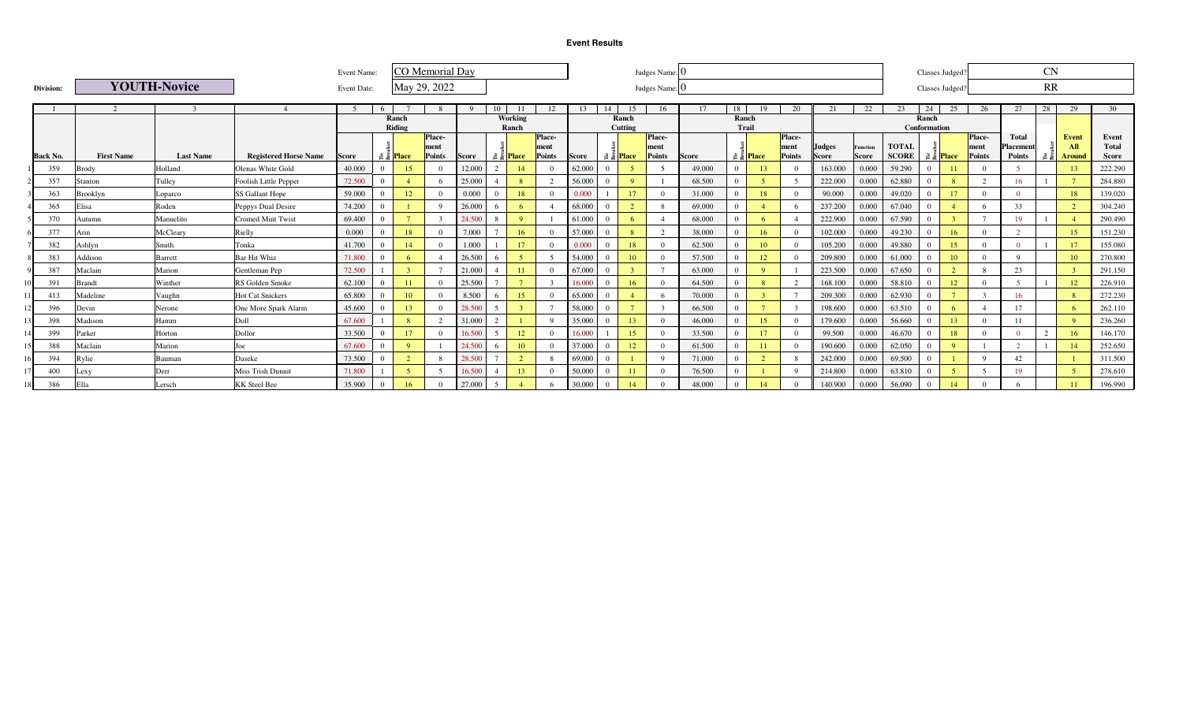**Event Results**

**Division:** **YOUTH-Novice**

Event Name: CO Memorial Day

Event Date: May 29, 2022

Judges Name: 0

Judges Name: 0

Classes Judged? CN

Classes Judged? RR

| | 1 | 2 | 3 | 4 | 5 | 6 | 7 | 8 | 9 | 10 | 11 | 12 | 13 | 14 | 15 | 16 | 17 | 18 | 19 | 20 | 21 | 22 | 23 | 24 | 25 | 26 | 27 | 28 | 29 | 30 |
|---|---|---|---|---|---|---|---|---|---|---|---|---|---|---|---|---|---|---|---|---|---|---|---|---|---|---|---|---|---|---|
| | | | | | Ranch Riding | | | | Working Ranch | | | | Ranch Cutting | | | | Ranch Trail | | | | Ranch Conformation | | | | | | | | | |
| | Back No. | First Name | Last Name | Registered Horse Name | Score | Tie Breaker | Place | Placement Points | Score | Tie Breaker | Place | Placement Points | Score | Tie Breaker | Place | Placement Points | Score | Tie Breaker | Place | Placement Points | Judges Score | Function Score | TOTAL SCORE | Tie Breaker | Place | Placement Points | Total Placement Points | Tie Breaker | Event All Around | Event Total Score |
| 1 | 359 | Brody | Holland | Olenas White Gold | 40.000 | 0 | 15 | 0 | 12.000 | 2 | 14 | 0 | 62.000 | 0 | 5 | 5 | 49.000 | 0 | 13 | 0 | 163.000 | 0.000 | 59.290 | 0 | 11 | 0 | 5 | | 13 | 222.290 |
| 2 | 357 | Stanton | Tulley | Foolish Little Pepper | 72.500 | 0 | 4 | 6 | 25.000 | 4 | 8 | 2 | 56.000 | 0 | 9 | 1 | 68.500 | 0 | 5 | 5 | 222.000 | 0.000 | 62.880 | 0 | 8 | 2 | 16 | 1 | 7 | 284.880 |
| 3 | 363 | Brooklyn | Loparco | SS Gallant Hope | 59.000 | 0 | 12 | 0 | 0.000 | 0 | 18 | 0 | 0.000 | 1 | 17 | 0 | 31.000 | 0 | 18 | 0 | 90.000 | 0.000 | 49.020 | 0 | 17 | 0 | 0 | | 18 | 139.020 |
| 4 | 365 | Elisa | Roden | Peppys Dual Desire | 74.200 | 0 | 1 | 9 | 26.000 | 6 | 6 | 4 | 68.000 | 0 | 2 | 8 | 69.000 | 0 | 4 | 6 | 237.200 | 0.000 | 67.040 | 0 | 4 | 6 | 33 | | 2 | 304.240 |
| 5 | 370 | Autumn | Manuelito | Cromed Mint Twist | 69.400 | 0 | 7 | 3 | 24.500 | 8 | 9 | 1 | 61.000 | 0 | 6 | 4 | 68.000 | 0 | 6 | 4 | 222.900 | 0.000 | 67.590 | 0 | 3 | 7 | 19 | 1 | 4 | 290.490 |
| 6 | 377 | Arin | McCleary | Rielly | 0.000 | 0 | 18 | 0 | 7.000 | 7 | 16 | 0 | 57.000 | 0 | 8 | 2 | 38.000 | 0 | 16 | 0 | 102.000 | 0.000 | 49.230 | 0 | 16 | 0 | 2 | | 15 | 151.230 |
| 7 | 382 | Ashlyn | Smith | Tonka | 41.700 | 0 | 14 | 0 | 1.000 | 1 | 17 | 0 | 0.000 | 0 | 18 | 0 | 62.500 | 0 | 10 | 0 | 105.200 | 0.000 | 49.880 | 0 | 15 | 0 | 0 | 1 | 17 | 155.080 |
| 8 | 383 | Addison | Barrett | Bar Hit Whiz | 71.800 | 0 | 6 | 4 | 26.500 | 6 | 5 | 5 | 54.000 | 0 | 10 | 0 | 57.500 | 0 | 12 | 0 | 209.800 | 0.000 | 61.000 | 0 | 10 | 0 | 9 | | 10 | 270.800 |
| 9 | 387 | Maclain | Marion | Gentleman Pep | 72.500 | 1 | 3 | 7 | 21.000 | 4 | 11 | 0 | 67.000 | 0 | 3 | 7 | 63.000 | 0 | 9 | 1 | 223.500 | 0.000 | 67.650 | 0 | 2 | 8 | 23 | | 3 | 291.150 |
| 10 | 391 | Brandt | Winther | RS Golden Smoke | 62.100 | 0 | 11 | 0 | 25.500 | 7 | 7 | 3 | 16.000 | 0 | 16 | 0 | 64.500 | 0 | 8 | 2 | 168.100 | 0.000 | 58.810 | 0 | 12 | 0 | 5 | 1 | 12 | 226.910 |
| 11 | 413 | Madeline | Vaughn | Hot Cat Snickers | 65.800 | 0 | 10 | 0 | 8.500 | 6 | 15 | 0 | 65.000 | 0 | 4 | 6 | 70.000 | 0 | 3 | 7 | 209.300 | 0.000 | 62.930 | 0 | 7 | 3 | 16 | | 8 | 272.230 |
| 12 | 396 | Devin | Nerone | One More Spark Alarm | 45.600 | 0 | 13 | 0 | 28.500 | 5 | 3 | 7 | 58.000 | 0 | 7 | 3 | 66.500 | 0 | 7 | 3 | 198.600 | 0.000 | 63.510 | 0 | 6 | 4 | 17 | | 6 | 262.110 |
| 13 | 398 | Madison | Hamm | Doll | 67.600 | 1 | 8 | 2 | 31.000 | 2 | 1 | 9 | 35.000 | 0 | 13 | 0 | 46.000 | 0 | 15 | 0 | 179.600 | 0.000 | 56.660 | 0 | 13 | 0 | 11 | | 9 | 236.260 |
| 14 | 399 | Parker | Horton | Dollor | 33.500 | 0 | 17 | 0 | 16.500 | 5 | 12 | 0 | 16.000 | 1 | 15 | 0 | 33.500 | 0 | 17 | 0 | 99.500 | 0.000 | 46.670 | 0 | 18 | 0 | 0 | 2 | 16 | 146.170 |
| 15 | 388 | Maclain | Marion | Joe | 67.600 | 0 | 9 | 1 | 24.500 | 6 | 10 | 0 | 37.000 | 0 | 12 | 0 | 61.500 | 0 | 11 | 0 | 190.600 | 0.000 | 62.050 | 0 | 9 | 1 | 2 | 1 | 14 | 252.650 |
| 16 | 394 | Rylie | Bauman | Daseke | 73.500 | 0 | 2 | 8 | 28.500 | 7 | 2 | 8 | 69.000 | 0 | 1 | 9 | 71.000 | 0 | 2 | 8 | 242.000 | 0.000 | 69.500 | 0 | 1 | 9 | 42 | | 1 | 311.500 |
| 17 | 400 | Lexy | Derr | Miss Trish Dunnit | 71.800 | 1 | 5 | 5 | 16.500 | 4 | 13 | 0 | 50.000 | 0 | 11 | 0 | 76.500 | 0 | 1 | 9 | 214.800 | 0.000 | 63.810 | 0 | 5 | 5 | 19 | | 5 | 278.610 |
| 18 | 386 | Ella | Lersch | KK Steel Bee | 35.900 | 0 | 16 | 0 | 27.000 | 5 | 4 | 6 | 30.000 | 0 | 14 | 0 | 48.000 | 0 | 14 | 0 | 140.900 | 0.000 | 56.090 | 0 | 14 | 0 | 6 | | 11 | 196.990 |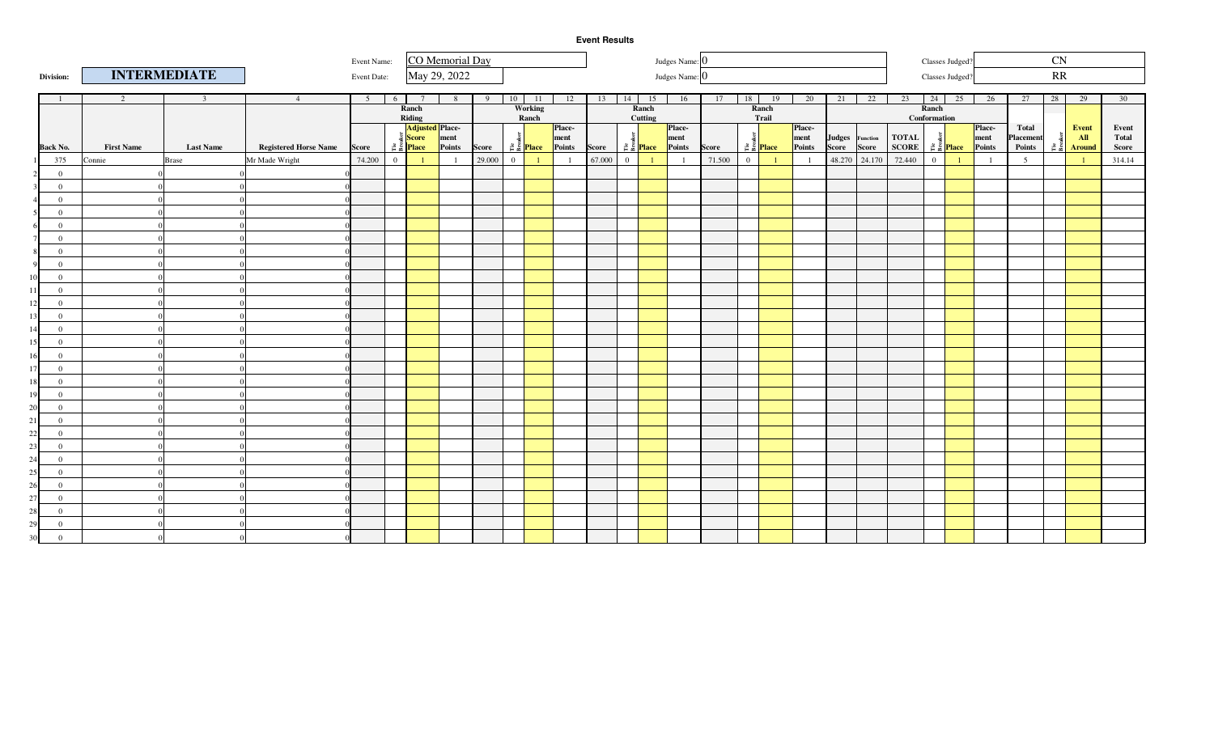# Event Results

**Division:** INTERMEDIATE

Event Name: CO Memorial Day

Event Date: May 29, 2022

Judges Name: 0

Judges Name: 0

Classes Judged? CN

Classes Judged? RR

| | 1 | 2 | 3 | 4 | 5 | 6 | 7 | 8 | 9 | 10 | 11 | 12 | 13 | 14 | 15 | 16 | 17 | 18 | 19 | 20 | 21 | 22 | 23 | 24 | 25 | 26 | 27 | 28 | 29 | 30 |
|---|---|---|---|---|---|---|---|---|---|---|---|---|---|---|---|---|---|---|---|---|---|---|---|---|---|---|---|---|---|---|
| | | | | | Ranch Riding | | | | Working Ranch | | | | Ranch Cutting | | | | Ranch Trail | | | | Ranch Conformation | | | | | | | | | |
| | Back No. | First Name | Last Name | Registered Horse Name | Score | Tie Breaker | Adjusted Score Place | Place-ment Points | Score | Tie Breaker | Place | Place-ment Points | Score | Tie Breaker | Place | Place-ment Points | Score | Tie Breaker | Place | Place-ment Points | Judges Score | Function Score | TOTAL SCORE | Tie Breaker | Place | Place-ment Points | Total Placement Points | Tie Breaker | Event All Around | Event Total Score |
| 1 | 375 | Connie | Brase | Mr Made Wright | 74.200 | 0 | 1 | 1 | 29.000 | 0 | 1 | 1 | 67.000 | 0 | 1 | 1 | 71.500 | 0 | 1 | 1 | 48.270 | 24.170 | 72.440 | 0 | 1 | 1 | 5 | | 1 | 314.14 |
| 2 | 0 | 0 | 0 | 0 | | | | | | | | | | | | | | | | | | | | | | | | | | |
| 3 | 0 | 0 | 0 | 0 | | | | | | | | | | | | | | | | | | | | | | | | | | |
| 4 | 0 | 0 | 0 | 0 | | | | | | | | | | | | | | | | | | | | | | | | | | |
| 5 | 0 | 0 | 0 | 0 | | | | | | | | | | | | | | | | | | | | | | | | | | |
| 6 | 0 | 0 | 0 | 0 | | | | | | | | | | | | | | | | | | | | | | | | | | |
| 7 | 0 | 0 | 0 | 0 | | | | | | | | | | | | | | | | | | | | | | | | | | |
| 8 | 0 | 0 | 0 | 0 | | | | | | | | | | | | | | | | | | | | | | | | | | |
| 9 | 0 | 0 | 0 | 0 | | | | | | | | | | | | | | | | | | | | | | | | | | |
| 10 | 0 | 0 | 0 | 0 | | | | | | | | | | | | | | | | | | | | | | | | | | |
| 11 | 0 | 0 | 0 | 0 | | | | | | | | | | | | | | | | | | | | | | | | | | |
| 12 | 0 | 0 | 0 | 0 | | | | | | | | | | | | | | | | | | | | | | | | | | |
| 13 | 0 | 0 | 0 | 0 | | | | | | | | | | | | | | | | | | | | | | | | | | |
| 14 | 0 | 0 | 0 | 0 | | | | | | | | | | | | | | | | | | | | | | | | | | |
| 15 | 0 | 0 | 0 | 0 | | | | | | | | | | | | | | | | | | | | | | | | | | |
| 16 | 0 | 0 | 0 | 0 | | | | | | | | | | | | | | | | | | | | | | | | | | |
| 17 | 0 | 0 | 0 | 0 | | | | | | | | | | | | | | | | | | | | | | | | | | |
| 18 | 0 | 0 | 0 | 0 | | | | | | | | | | | | | | | | | | | | | | | | | | |
| 19 | 0 | 0 | 0 | 0 | | | | | | | | | | | | | | | | | | | | | | | | | | |
| 20 | 0 | 0 | 0 | 0 | | | | | | | | | | | | | | | | | | | | | | | | | | |
| 21 | 0 | 0 | 0 | 0 | | | | | | | | | | | | | | | | | | | | | | | | | | |
| 22 | 0 | 0 | 0 | 0 | | | | | | | | | | | | | | | | | | | | | | | | | | |
| 23 | 0 | 0 | 0 | 0 | | | | | | | | | | | | | | | | | | | | | | | | | | |
| 24 | 0 | 0 | 0 | 0 | | | | | | | | | | | | | | | | | | | | | | | | | | |
| 25 | 0 | 0 | 0 | 0 | | | | | | | | | | | | | | | | | | | | | | | | | | |
| 26 | 0 | 0 | 0 | 0 | | | | | | | | | | | | | | | | | | | | | | | | | | |
| 27 | 0 | 0 | 0 | 0 | | | | | | | | | | | | | | | | | | | | | | | | | | |
| 28 | 0 | 0 | 0 | 0 | | | | | | | | | | | | | | | | | | | | | | | | | | |
| 29 | 0 | 0 | 0 | 0 | | | | | | | | | | | | | | | | | | | | | | | | | | |
| 30 | 0 | 0 | 0 | 0 | | | | | | | | | | | | | | | | | | | | | | | | | | |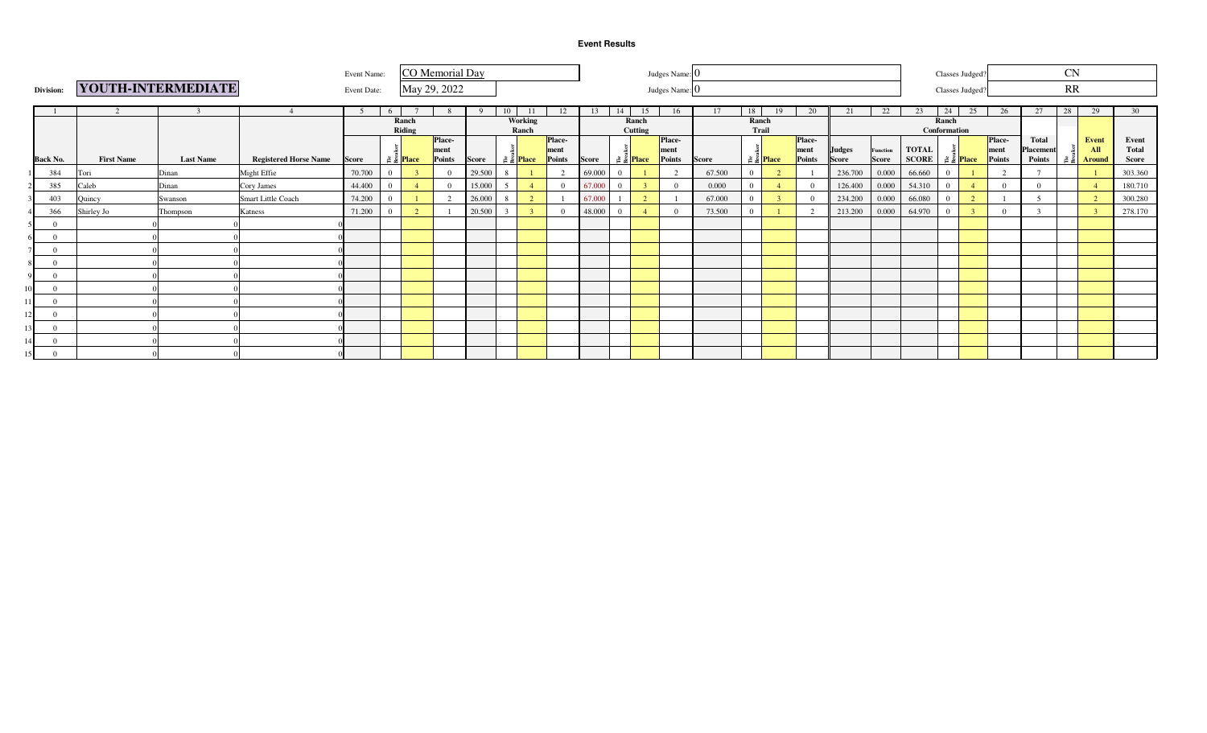**Event Results**

| Division: | YOUTH-INTERMEDIATE | Event Name: | CO Memorial Day | Judges Name: | 0 | Classes Judged? | CN |
|---|---|---|---|---|---|---|---|
| | | Event Date: | May 29, 2022 | Judges Name: | 0 | Classes Judged? | RR |

| | 1 | 2 | 3 | 4 | 5 | 6 | 7 | 8 | 9 | 10 | 11 | 12 | 13 | 14 | 15 | 16 | 17 | 18 | 19 | 20 | 21 | 22 | 23 | 24 | 25 | 26 | 27 | 28 | 29 | 30 |
|---|---|---|---|---|---|---|---|---|---|---|---|---|---|---|---|---|---|---|---|---|---|---|---|---|---|---|---|---|---|---|
| | | | | | Ranch Riding | | | | Working Ranch | | | | Ranch Cutting | | | | Ranch Trail | | | | Ranch Conformation | | | | | | | | | |
| | Back No. | First Name | Last Name | Registered Horse Name | Score | Tie Breaker | Place | Place-ment Points | Score | Tie Breaker | Place | Place-ment Points | Score | Tie Breaker | Place | Place-ment Points | Score | Tie Breaker | Place | Place-ment Points | Judges Score | Function Score | TOTAL SCORE | Tie Breaker | Place | Place-ment Points | Total Placement Points | Tie Breaker | Event All Around | Event Total Score |
| 1 | 384 | Tori | Dinan | Might Effie | 70.700 | 0 | 3 | 0 | 29.500 | 8 | 1 | 2 | 69.000 | 0 | 1 | 2 | 67.500 | 0 | 2 | 1 | 236.700 | 0.000 | 66.660 | 0 | 1 | 2 | 7 | | 1 | 303.360 |
| 2 | 385 | Caleb | Dinan | Cory James | 44.400 | 0 | 4 | 0 | 15.000 | 5 | 4 | 0 | 67.000 | 0 | 3 | 0 | 0.000 | 0 | 4 | 0 | 126.400 | 0.000 | 54.310 | 0 | 4 | 0 | 0 | | 4 | 180.710 |
| 3 | 403 | Quincy | Swanson | Smart Little Coach | 74.200 | 0 | 1 | 2 | 26.000 | 8 | 2 | 1 | 67.000 | 1 | 2 | 1 | 67.000 | 0 | 3 | 0 | 234.200 | 0.000 | 66.080 | 0 | 2 | 1 | 5 | | 2 | 300.280 |
| 4 | 366 | Shirley Jo | Thompson | Katness | 71.200 | 0 | 2 | 1 | 20.500 | 3 | 3 | 0 | 48.000 | 0 | 4 | 0 | 73.500 | 0 | 1 | 2 | 213.200 | 0.000 | 64.970 | 0 | 3 | 0 | 3 | | 3 | 278.170 |
| 5 | 0 | | 0 | 0 | | | | | | | | | | | | | | | | | | | | | | | | | | |
| 6 | 0 | | 0 | 0 | | | | | | | | | | | | | | | | | | | | | | | | | | |
| 7 | 0 | | 0 | 0 | | | | | | | | | | | | | | | | | | | | | | | | | | |
| 8 | 0 | | 0 | 0 | | | | | | | | | | | | | | | | | | | | | | | | | | |
| 9 | 0 | | 0 | 0 | | | | | | | | | | | | | | | | | | | | | | | | | | |
| 10 | 0 | | 0 | 0 | | | | | | | | | | | | | | | | | | | | | | | | | | |
| 11 | 0 | | 0 | 0 | | | | | | | | | | | | | | | | | | | | | | | | | | |
| 12 | 0 | | 0 | 0 | | | | | | | | | | | | | | | | | | | | | | | | | | |
| 13 | 0 | | 0 | 0 | | | | | | | | | | | | | | | | | | | | | | | | | | |
| 14 | 0 | | 0 | 0 | | | | | | | | | | | | | | | | | | | | | | | | | | |
| 15 | 0 | | 0 | 0 | | | | | | | | | | | | | | | | | | | | | | | | | | |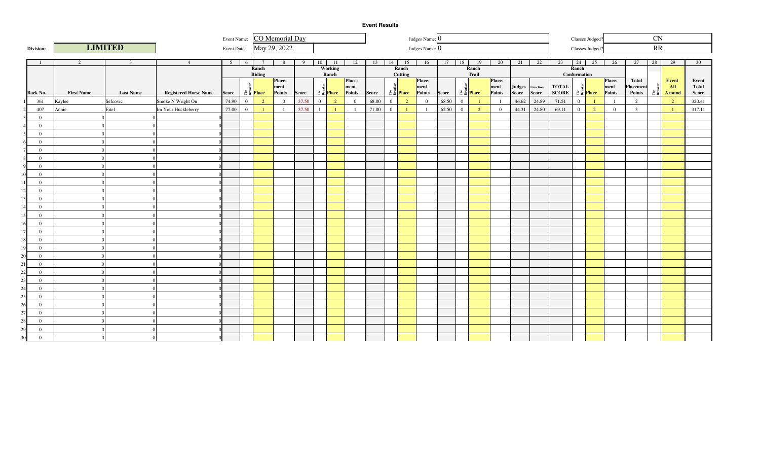# Event Results

| Division: | LIMITED | Event Name: | CO Memorial Day | Judges Name: | 0 | Classes Judged? | CN |
|---|---|---|---|---|---|---|---|
| | | Event Date: | May 29, 2022 | Judges Name: | 0 | Classes Judged? | RR |

| | 1 | 2 | 3 | 4 | 5 | 6 | 7 | 8 | 9 | 10 | 11 | 12 | 13 | 14 | 15 | 16 | 17 | 18 | 19 | 20 | 21 | 22 | 23 | 24 | 25 | 26 | 27 | 28 | 29 | 30 |
|---|---|---|---|---|---|---|---|---|---|---|---|---|---|---|---|---|---|---|---|---|---|---|---|---|---|---|---|---|---|---|
| | | | | | Ranch Riding | | | | Working Ranch | | | | Ranch Cutting | | | | Ranch Trail | | | | Ranch Conformation | | | | | | | | | |
| | Back No. | First Name | Last Name | Registered Horse Name | Score | Tie Breaker | Place | Place-ment Points | Score | Tie Breaker | Place | Place-ment Points | Score | Tie Breaker | Place | Place-ment Points | Score | Tie Breaker | Place | Place-ment Points | Judges Score | Function Score | TOTAL SCORE | Tie Breaker | Place | Place-ment Points | Total Placement Points | Tie Breaker | Event All Around | Event Total Score |
| 1 | 361 | Kaylee | Sefcovic | Smoke N Wright On | 74.90 | 0 | 2 | 0 | 37.50 | 0 | 2 | 0 | 68.00 | 0 | 2 | 0 | 68.50 | 0 | 1 | 1 | 46.62 | 24.89 | 71.51 | 0 | 1 | 1 | 2 | | 2 | 320.41 |
| 2 | 407 | Annie | Eitel | Im Your Huckleberry | 77.00 | 0 | 1 | 1 | 37.50 | 1 | 1 | 1 | 71.00 | 0 | 1 | 1 | 62.50 | 0 | 2 | 0 | 44.31 | 24.80 | 69.11 | 0 | 2 | 0 | 3 | | 1 | 317.11 |
| 3 | 0 | 0 | 0 | 0 | | | | | | | | | | | | | | | | | | | | | | | | | | |
| 4 | 0 | 0 | 0 | 0 | | | | | | | | | | | | | | | | | | | | | | | | | | |
| 5 | 0 | 0 | 0 | 0 | | | | | | | | | | | | | | | | | | | | | | | | | | |
| 6 | 0 | 0 | 0 | 0 | | | | | | | | | | | | | | | | | | | | | | | | | | |
| 7 | 0 | 0 | 0 | 0 | | | | | | | | | | | | | | | | | | | | | | | | | | |
| 8 | 0 | 0 | 0 | 0 | | | | | | | | | | | | | | | | | | | | | | | | | | |
| 9 | 0 | 0 | 0 | 0 | | | | | | | | | | | | | | | | | | | | | | | | | | |
| 10 | 0 | 0 | 0 | 0 | | | | | | | | | | | | | | | | | | | | | | | | | | |
| 11 | 0 | 0 | 0 | 0 | | | | | | | | | | | | | | | | | | | | | | | | | | |
| 12 | 0 | 0 | 0 | 0 | | | | | | | | | | | | | | | | | | | | | | | | | | |
| 13 | 0 | 0 | 0 | 0 | | | | | | | | | | | | | | | | | | | | | | | | | | |
| 14 | 0 | 0 | 0 | 0 | | | | | | | | | | | | | | | | | | | | | | | | | | |
| 15 | 0 | 0 | 0 | 0 | | | | | | | | | | | | | | | | | | | | | | | | | | |
| 16 | 0 | 0 | 0 | 0 | | | | | | | | | | | | | | | | | | | | | | | | | | |
| 17 | 0 | 0 | 0 | 0 | | | | | | | | | | | | | | | | | | | | | | | | | | |
| 18 | 0 | 0 | 0 | 0 | | | | | | | | | | | | | | | | | | | | | | | | | | |
| 19 | 0 | 0 | 0 | 0 | | | | | | | | | | | | | | | | | | | | | | | | | | |
| 20 | 0 | 0 | 0 | 0 | | | | | | | | | | | | | | | | | | | | | | | | | | |
| 21 | 0 | 0 | 0 | 0 | | | | | | | | | | | | | | | | | | | | | | | | | | |
| 22 | 0 | 0 | 0 | 0 | | | | | | | | | | | | | | | | | | | | | | | | | | |
| 23 | 0 | 0 | 0 | 0 | | | | | | | | | | | | | | | | | | | | | | | | | | |
| 24 | 0 | 0 | 0 | 0 | | | | | | | | | | | | | | | | | | | | | | | | | | |
| 25 | 0 | 0 | 0 | 0 | | | | | | | | | | | | | | | | | | | | | | | | | | |
| 26 | 0 | 0 | 0 | 0 | | | | | | | | | | | | | | | | | | | | | | | | | | |
| 27 | 0 | 0 | 0 | 0 | | | | | | | | | | | | | | | | | | | | | | | | | | |
| 28 | 0 | 0 | 0 | 0 | | | | | | | | | | | | | | | | | | | | | | | | | | |
| 29 | 0 | 0 | 0 | 0 | | | | | | | | | | | | | | | | | | | | | | | | | | |
| 30 | 0 | 0 | 0 | 0 | | | | | | | | | | | | | | | | | | | | | | | | | | |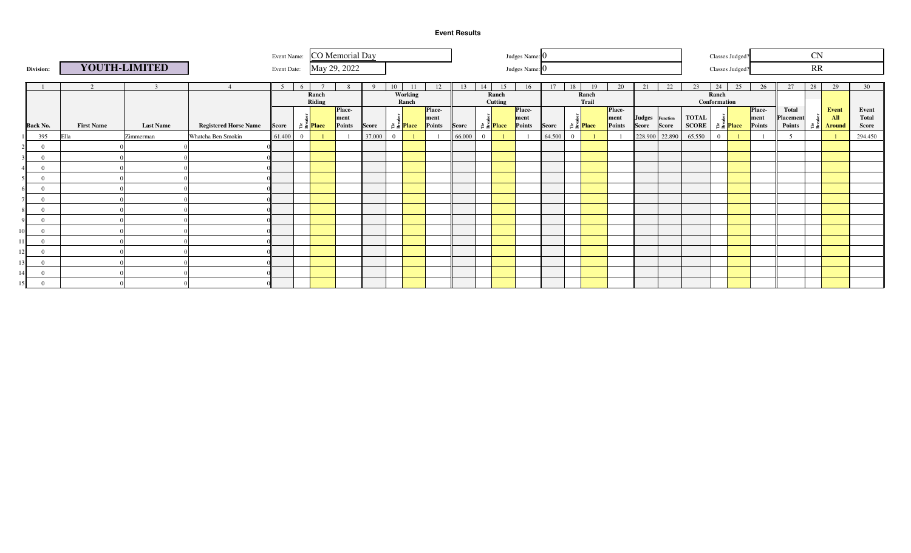**Event Results**

**Division:** **YOUTH-LIMITED**

Event Name: CO Memorial Day

Event Date: May 29, 2022

Judges Name: 0

Judges Name: 0

Classes Judged? CN

Classes Judged? RR

| | 1 | 2 | 3 | 4 | 5 | 6 | 7 | 8 | 9 | 10 | 11 | 12 | 13 | 14 | 15 | 16 | 17 | 18 | 19 | 20 | 21 | 22 | 23 | 24 | 25 | 26 | 27 | 28 | 29 | 30 |
|---|---|---|---|---|---|---|---|---|---|---|---|---|---|---|---|---|---|---|---|---|---|---|---|---|---|---|---|---|---|---|
| | | | | | Ranch Riding | | | | Working Ranch | | | | Ranch Cutting | | | | Ranch Trail | | | | Ranch Conformation | | | | | | | | | |
| | Back No. | First Name | Last Name | Registered Horse Name | Score | Tie Breaker | Place | Place-ment Points | Score | Tie Breaker | Place | Place-ment Points | Score | Tie Breaker | Place | Place-ment Points | Score | Tie Breaker | Place | Place-ment Points | Judges Score | Function Score | TOTAL SCORE | Tie Breaker | Place | Place-ment Points | Total Placement Points | Tie Breaker | Event All Around | Event Total Score |
| 1 | 395 | Ella | Zimmerman | Whatcha Ben Smokin | 61.400 | 0 | 1 | 1 | 37.000 | 0 | 1 | 1 | 66.000 | 0 | 1 | 1 | 64.500 | 0 | 1 | 1 | 228.900 | 22.890 | 65.550 | 0 | 1 | 1 | 5 | | 1 | 294.450 |
| 2 | 0 | 0 | 0 | 0 | | | | | | | | | | | | | | | | | | | | | | | | | | |
| 3 | 0 | 0 | 0 | 0 | | | | | | | | | | | | | | | | | | | | | | | | | | |
| 4 | 0 | 0 | 0 | 0 | | | | | | | | | | | | | | | | | | | | | | | | | | |
| 5 | 0 | 0 | 0 | 0 | | | | | | | | | | | | | | | | | | | | | | | | | | |
| 6 | 0 | 0 | 0 | 0 | | | | | | | | | | | | | | | | | | | | | | | | | | |
| 7 | 0 | 0 | 0 | 0 | | | | | | | | | | | | | | | | | | | | | | | | | | |
| 8 | 0 | 0 | 0 | 0 | | | | | | | | | | | | | | | | | | | | | | | | | | |
| 9 | 0 | 0 | 0 | 0 | | | | | | | | | | | | | | | | | | | | | | | | | | |
| 10 | 0 | 0 | 0 | 0 | | | | | | | | | | | | | | | | | | | | | | | | | | |
| 11 | 0 | 0 | 0 | 0 | | | | | | | | | | | | | | | | | | | | | | | | | | |
| 12 | 0 | 0 | 0 | 0 | | | | | | | | | | | | | | | | | | | | | | | | | | |
| 13 | 0 | 0 | 0 | 0 | | | | | | | | | | | | | | | | | | | | | | | | | | |
| 14 | 0 | 0 | 0 | 0 | | | | | | | | | | | | | | | | | | | | | | | | | | |
| 15 | 0 | 0 | 0 | 0 | | | | | | | | | | | | | | | | | | | | | | | | | | |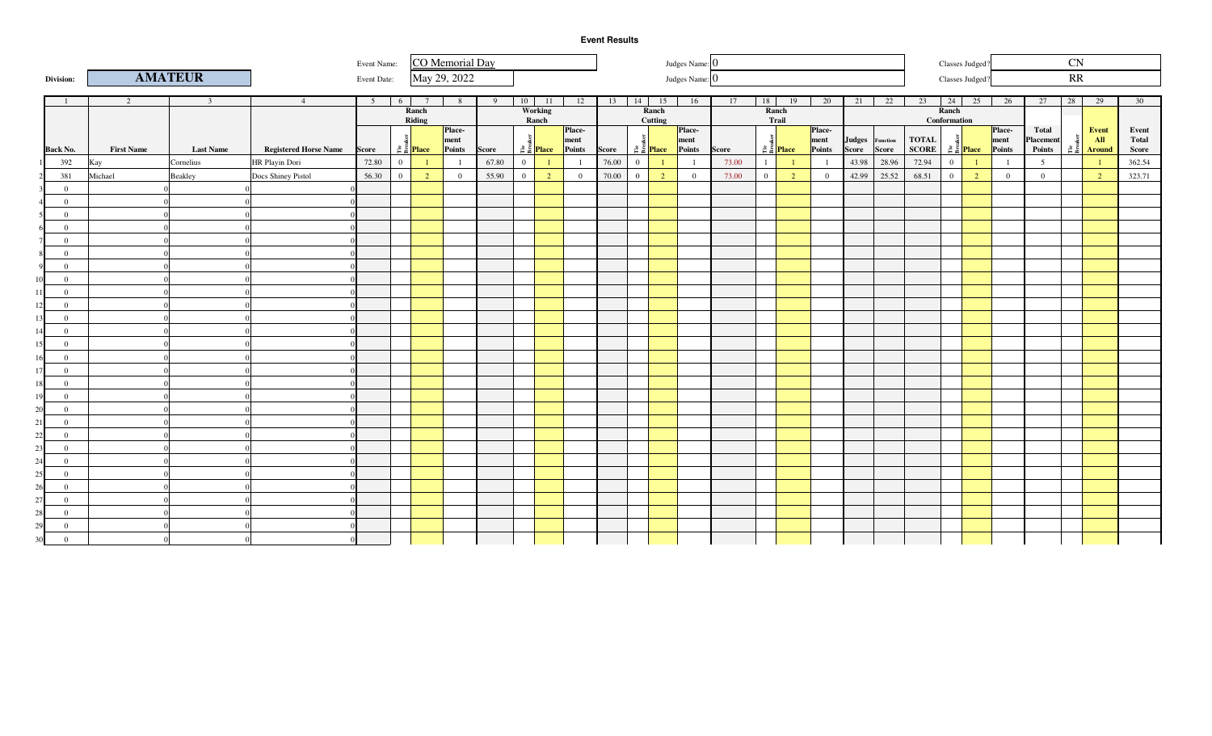**Event Results**

| Division: | **AMATEUR** | Event Name: | CO Memorial Day | Judges Name: | 0 | Classes Judged? | CN |
|---|---|---|---|---|---|---|---|
| | | Event Date: | May 29, 2022 | Judges Name: | 0 | Classes Judged? | RR |

| | 1 | 2 | 3 | 4 | 5 | 6 | 7 | 8 | 9 | 10 | 11 | 12 | 13 | 14 | 15 | 16 | 17 | 18 | 19 | 20 | 21 | 22 | 23 | 24 | 25 | 26 | 27 | 28 | 29 | 30 |
|---|---|---|---|---|---|---|---|---|---|---|---|---|---|---|---|---|---|---|---|---|---|---|---|---|---|---|---|---|---|---|
| | | | | | Ranch Riding | | | | Working Ranch | | | | Ranch Cutting | | | | Ranch Trail | | | | Ranch Conformation | | | | | | | | | |
| | Back No. | First Name | Last Name | Registered Horse Name | Score | Tie Breaker | Place | Place-ment Points | Score | Tie Breaker | Place | Place-ment Points | Score | Tie Breaker | Place | Place-ment Points | Score | Tie Breaker | Place | Place-ment Points | Judges Score | Function Score | TOTAL SCORE | Tie Breaker | Place | Place-ment Points | Total Placement Points | Tie Breaker | Event All Around | Event Total Score |
| 1 | 392 | Kay | Cornelius | HR Playin Dori | 72.80 | 0 | 1 | 1 | 67.80 | 0 | 1 | 1 | 76.00 | 0 | 1 | 1 | 73.00 | 1 | 1 | 1 | 43.98 | 28.96 | 72.94 | 0 | 1 | 1 | 5 | | 1 | 362.54 |
| 2 | 381 | Michael | Beakley | Docs Shiney Pistol | 56.30 | 0 | 2 | 0 | 55.90 | 0 | 2 | 0 | 70.00 | 0 | 2 | 0 | 73.00 | 0 | 2 | 0 | 42.99 | 25.52 | 68.51 | 0 | 2 | 0 | 0 | | 2 | 323.71 |
| 3 | 0 | 0 | 0 | 0 | | | | | | | | | | | | | | | | | | | | | | | | | | |
| 4 | 0 | 0 | 0 | 0 | | | | | | | | | | | | | | | | | | | | | | | | | | |
| 5 | 0 | 0 | 0 | 0 | | | | | | | | | | | | | | | | | | | | | | | | | | |
| 6 | 0 | 0 | 0 | 0 | | | | | | | | | | | | | | | | | | | | | | | | | | |
| 7 | 0 | 0 | 0 | 0 | | | | | | | | | | | | | | | | | | | | | | | | | | |
| 8 | 0 | 0 | 0 | 0 | | | | | | | | | | | | | | | | | | | | | | | | | | |
| 9 | 0 | 0 | 0 | 0 | | | | | | | | | | | | | | | | | | | | | | | | | | |
| 10 | 0 | 0 | 0 | 0 | | | | | | | | | | | | | | | | | | | | | | | | | | |
| 11 | 0 | 0 | 0 | 0 | | | | | | | | | | | | | | | | | | | | | | | | | | |
| 12 | 0 | 0 | 0 | 0 | | | | | | | | | | | | | | | | | | | | | | | | | | |
| 13 | 0 | 0 | 0 | 0 | | | | | | | | | | | | | | | | | | | | | | | | | | |
| 14 | 0 | 0 | 0 | 0 | | | | | | | | | | | | | | | | | | | | | | | | | | |
| 15 | 0 | 0 | 0 | 0 | | | | | | | | | | | | | | | | | | | | | | | | | | |
| 16 | 0 | 0 | 0 | 0 | | | | | | | | | | | | | | | | | | | | | | | | | | |
| 17 | 0 | 0 | 0 | 0 | | | | | | | | | | | | | | | | | | | | | | | | | | |
| 18 | 0 | 0 | 0 | 0 | | | | | | | | | | | | | | | | | | | | | | | | | | |
| 19 | 0 | 0 | 0 | 0 | | | | | | | | | | | | | | | | | | | | | | | | | | |
| 20 | 0 | 0 | 0 | 0 | | | | | | | | | | | | | | | | | | | | | | | | | | |
| 21 | 0 | 0 | 0 | 0 | | | | | | | | | | | | | | | | | | | | | | | | | | |
| 22 | 0 | 0 | 0 | 0 | | | | | | | | | | | | | | | | | | | | | | | | | | |
| 23 | 0 | 0 | 0 | 0 | | | | | | | | | | | | | | | | | | | | | | | | | | |
| 24 | 0 | 0 | 0 | 0 | | | | | | | | | | | | | | | | | | | | | | | | | | |
| 25 | 0 | 0 | 0 | 0 | | | | | | | | | | | | | | | | | | | | | | | | | | |
| 26 | 0 | 0 | 0 | 0 | | | | | | | | | | | | | | | | | | | | | | | | | | |
| 27 | 0 | 0 | 0 | 0 | | | | | | | | | | | | | | | | | | | | | | | | | | |
| 28 | 0 | 0 | 0 | 0 | | | | | | | | | | | | | | | | | | | | | | | | | | |
| 29 | 0 | 0 | 0 | 0 | | | | | | | | | | | | | | | | | | | | | | | | | | |
| 30 | 0 | 0 | 0 | 0 | | | | | | | | | | | | | | | | | | | | | | | | | | |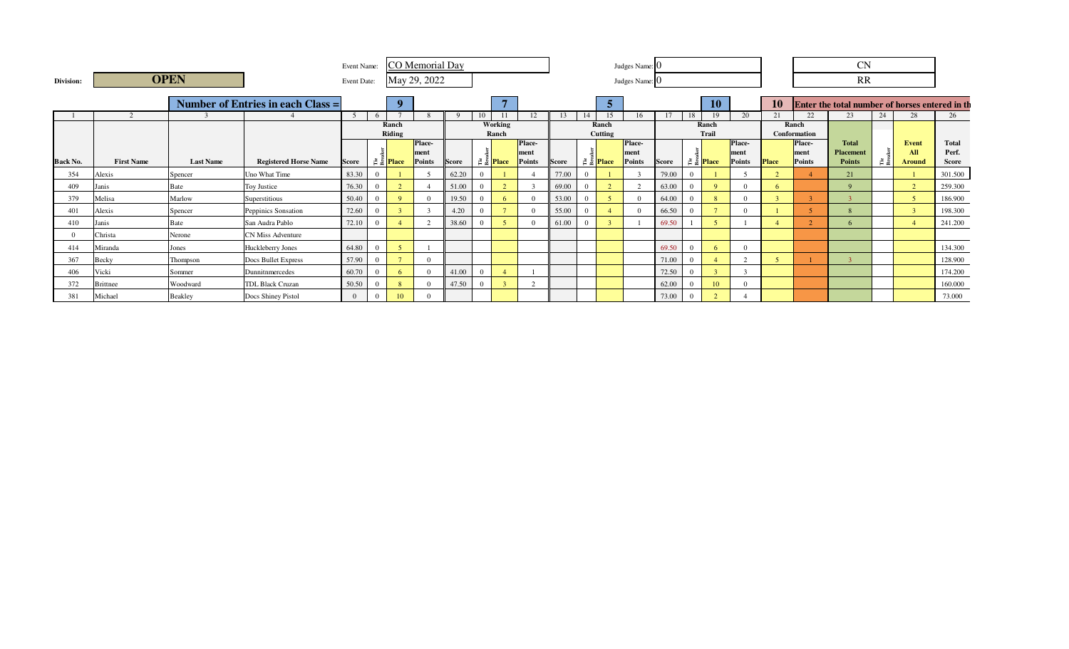Division: **OPEN**

Event Name: CO Memorial Day
Event Date: May 29, 2022

Judges Name: 0 — CN
Judges Name: 0 — RR

| | | | Number of Entries in each Class = | | | 9 | | | | 7 | | | | 5 | | | | 10 | | 10 | Enter the total number of horses entered in th | | | | |
|---|---|---|---|---|---|---|---|---|---|---|---|---|---|---|---|---|---|---|---|---|---|---|---|---|---|
| 1 | 2 | 3 | 4 | 5 | 6 | 7 | 8 | 9 | 10 | 11 | 12 | 13 | 14 | 15 | 16 | 17 | 18 | 19 | 20 | 21 | 22 | 23 | 24 | 28 | 26 |
| | | | | Ranch Riding | | | | Working Ranch | | | | Ranch Cutting | | | | Ranch Trail | | | | Ranch Conformation | | | | | |
| Back No. | First Name | Last Name | Registered Horse Name | Score | Tie Breaker | Place | Place-ment Points | Score | Tie Breaker | Place | Place-ment Points | Score | Tie Breaker | Place | Place-ment Points | Score | Tie Breaker | Place | Place-ment Points | Place | Place-ment Points | Total Placement Points | Tie Breaker | Event All Around | Total Perf. Score |
| 354 | Alexis | Spencer | Uno What Time | 83.30 | 0 | 1 | 5 | 62.20 | 0 | 1 | 4 | 77.00 | 0 | 1 | 3 | 79.00 | 0 | 1 | 5 | 2 | 4 | 21 | | 1 | 301.500 |
| 409 | Janis | Bate | Toy Justice | 76.30 | 0 | 2 | 4 | 51.00 | 0 | 2 | 3 | 69.00 | 0 | 2 | 2 | 63.00 | 0 | 9 | 0 | 6 | | 9 | | 2 | 259.300 |
| 379 | Melisa | Marlow | Superstitious | 50.40 | 0 | 9 | 0 | 19.50 | 0 | 6 | 0 | 53.00 | 0 | 5 | 0 | 64.00 | 0 | 8 | 0 | 3 | 3 | 3 | | 5 | 186.900 |
| 401 | Alexis | Spencer | Peppinics Sonsation | 72.60 | 0 | 3 | 3 | 4.20 | 0 | 7 | 0 | 55.00 | 0 | 4 | 0 | 66.50 | 0 | 7 | 0 | 1 | 5 | 8 | | 3 | 198.300 |
| 410 | Janis | Bate | San Audra Pablo | 72.10 | 0 | 4 | 2 | 38.60 | 0 | 5 | 0 | 61.00 | 0 | 3 | 1 | 69.50 | 1 | 5 | 1 | 4 | 2 | 6 | | 4 | 241.200 |
| 0 | Christa | Nerone | CN Miss Adventure | | | | | | | | | | | | | | | | | | | | | | |
| 414 | Miranda | Jones | Huckleberry Jones | 64.80 | 0 | 5 | 1 | | | | | | | | | 69.50 | 0 | 6 | 0 | | | | | | 134.300 |
| 367 | Becky | Thompson | Docs Bullet Express | 57.90 | 0 | 7 | 0 | | | | | | | | | 71.00 | 0 | 4 | 2 | 5 | 1 | 3 | | | 128.900 |
| 406 | Vicki | Sommer | Dunnitnmercedes | 60.70 | 0 | 6 | 0 | 41.00 | 0 | 4 | 1 | | | | | 72.50 | 0 | 3 | 3 | | | | | | 174.200 |
| 372 | Brittnee | Woodward | TDL Black Cruzan | 50.50 | 0 | 8 | 0 | 47.50 | 0 | 3 | 2 | | | | | 62.00 | 0 | 10 | 0 | | | | | | 160.000 |
| 381 | Michael | Beakley | Docs Shiney Pistol | 0 | 0 | 10 | 0 | | | | | | | | | 73.00 | 0 | 2 | 4 | | | | | | 73.000 |